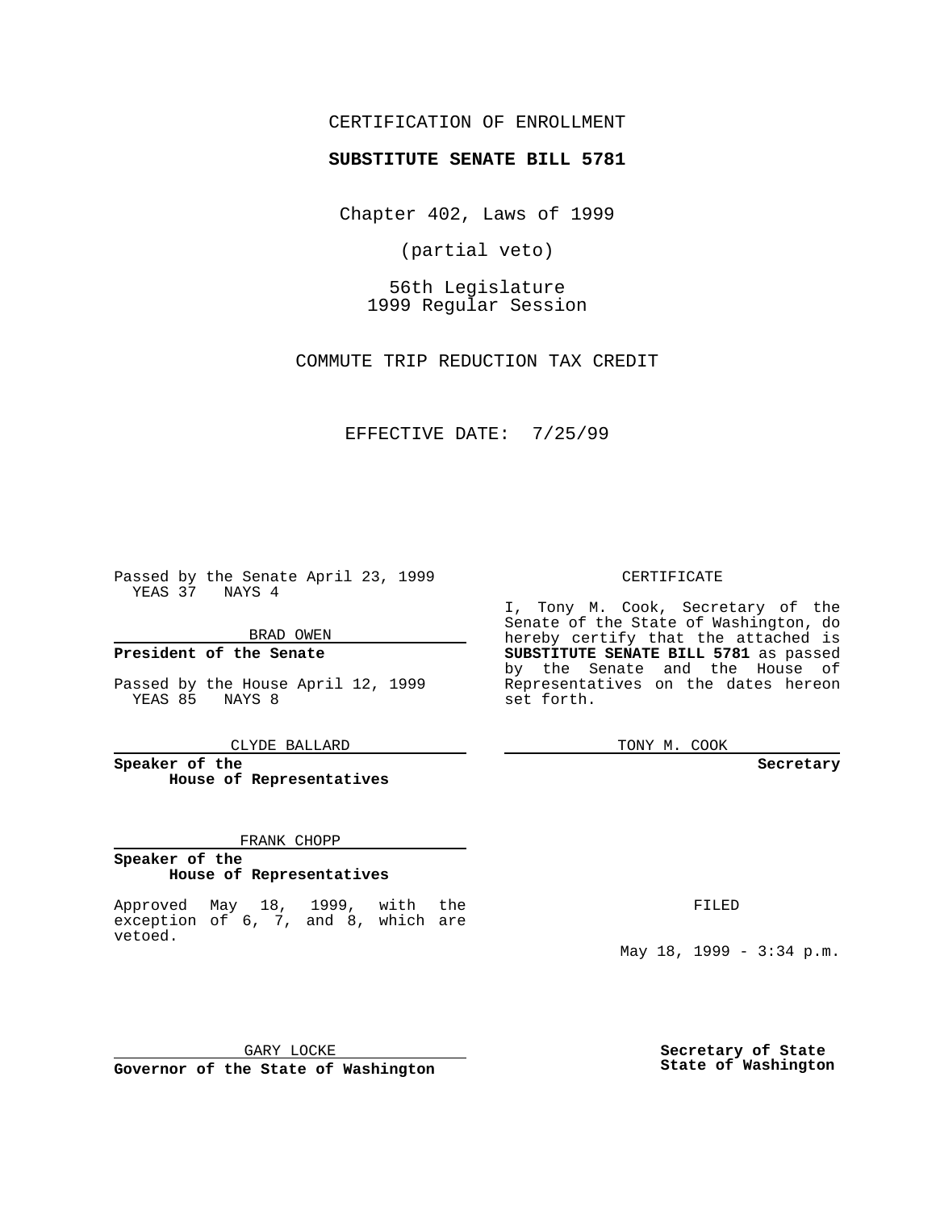CERTIFICATION OF ENROLLMENT

**SUBSTITUTE SENATE BILL 5781**

Chapter 402, Laws of 1999

(partial veto)

56th Legislature
1999 Regular Session

COMMUTE TRIP REDUCTION TAX CREDIT

EFFECTIVE DATE: 7/25/99

Passed by the Senate April 23, 1999
YEAS 37 NAYS 4

BRAD OWEN

**President of the Senate**

Passed by the House April 12, 1999
YEAS 85 NAYS 8

CLYDE BALLARD

**Speaker of the House of Representatives**

FRANK CHOPP

**Speaker of the House of Representatives**

Approved May 18, 1999, with the exception of 6, 7, and 8, which are vetoed.

GARY LOCKE

**Governor of the State of Washington**

CERTIFICATE

I, Tony M. Cook, Secretary of the Senate of the State of Washington, do hereby certify that the attached is **SUBSTITUTE SENATE BILL 5781** as passed by the Senate and the House of Representatives on the dates hereon set forth.

TONY M. COOK

**Secretary**

FILED

May 18, 1999 - 3:34 p.m.

**Secretary of State State of Washington**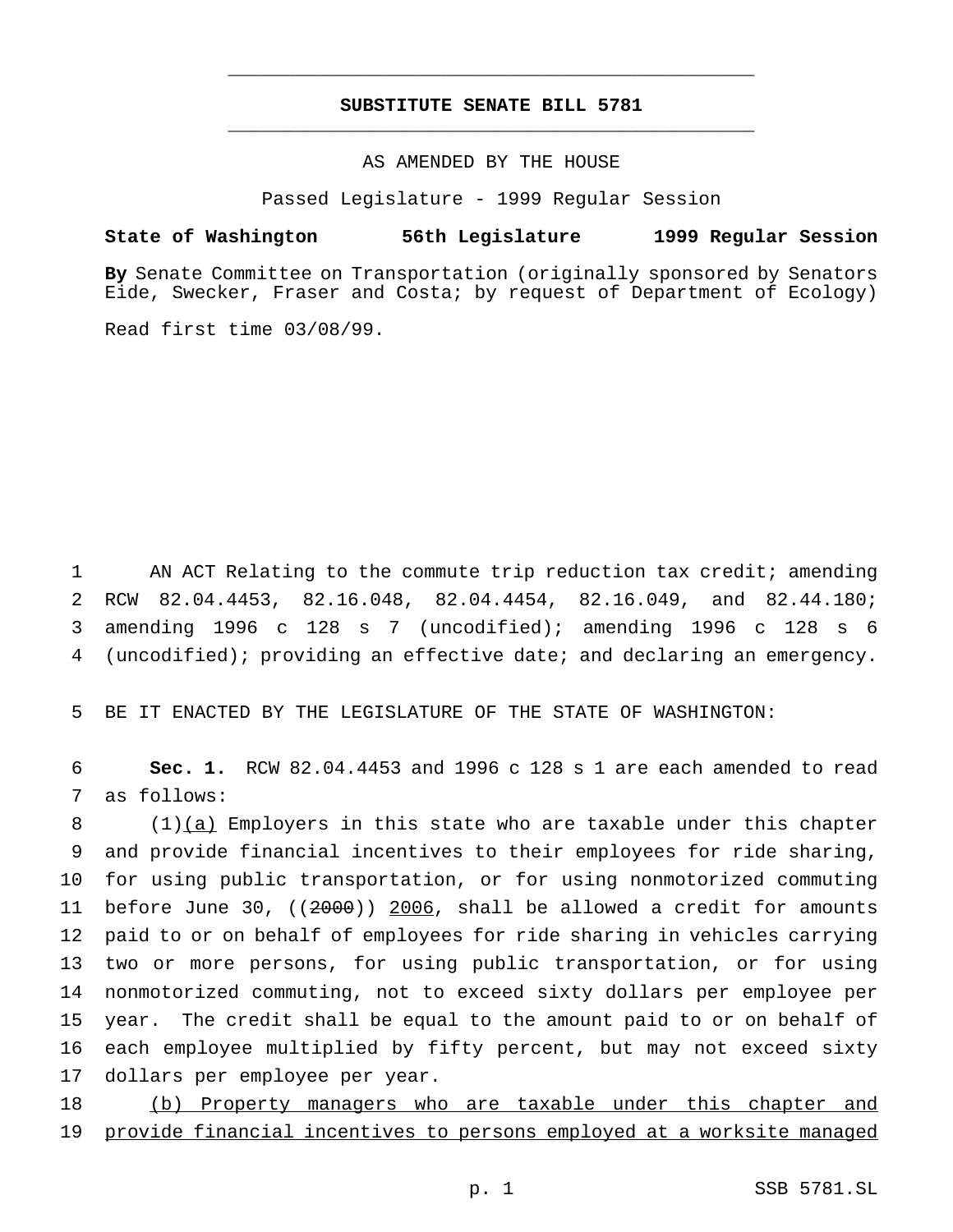# SUBSTITUTE SENATE BILL 5781

AS AMENDED BY THE HOUSE

Passed Legislature - 1999 Regular Session

**State of Washington 56th Legislature 1999 Regular Session**

**By** Senate Committee on Transportation (originally sponsored by Senators Eide, Swecker, Fraser and Costa; by request of Department of Ecology)

Read first time 03/08/99.

AN ACT Relating to the commute trip reduction tax credit; amending RCW 82.04.4453, 82.16.048, 82.04.4454, 82.16.049, and 82.44.180; amending 1996 c 128 s 7 (uncodified); amending 1996 c 128 s 6 (uncodified); providing an effective date; and declaring an emergency.

BE IT ENACTED BY THE LEGISLATURE OF THE STATE OF WASHINGTON:

**Sec. 1.** RCW 82.04.4453 and 1996 c 128 s 1 are each amended to read as follows:

(1)(a) Employers in this state who are taxable under this chapter and provide financial incentives to their employees for ride sharing, for using public transportation, or for using nonmotorized commuting before June 30, ((2000)) 2006, shall be allowed a credit for amounts paid to or on behalf of employees for ride sharing in vehicles carrying two or more persons, for using public transportation, or for using nonmotorized commuting, not to exceed sixty dollars per employee per year. The credit shall be equal to the amount paid to or on behalf of each employee multiplied by fifty percent, but may not exceed sixty dollars per employee per year.

(b) Property managers who are taxable under this chapter and provide financial incentives to persons employed at a worksite managed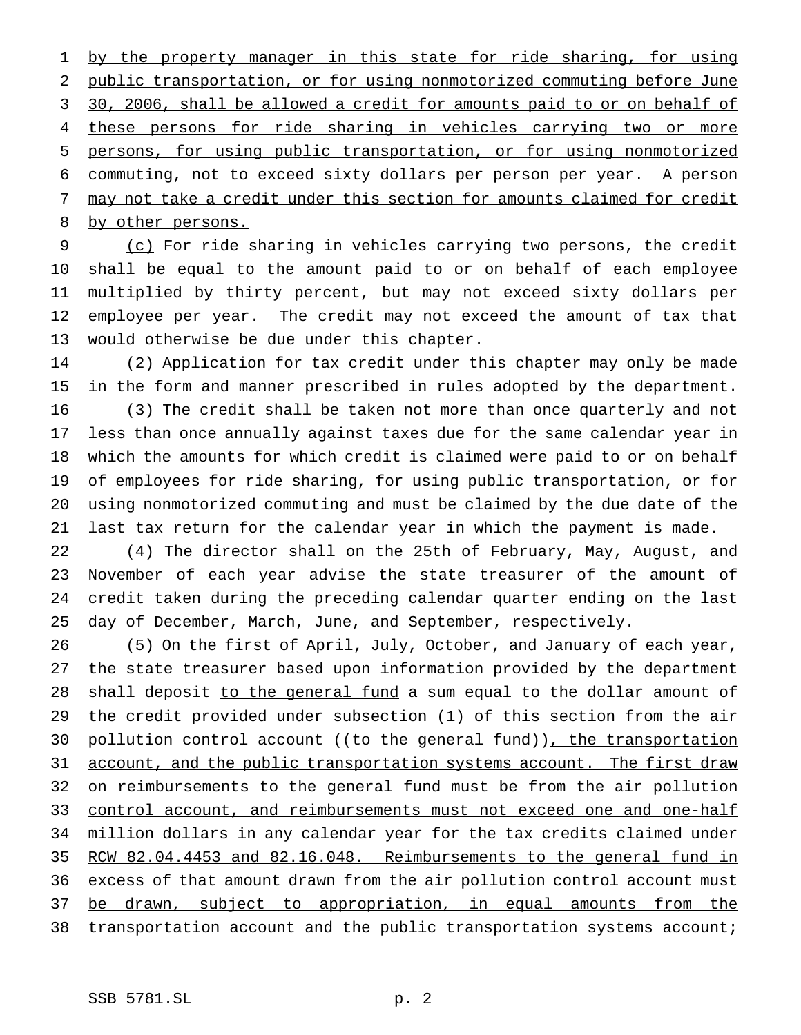by the property manager in this state for ride sharing, for using public transportation, or for using nonmotorized commuting before June 30, 2006, shall be allowed a credit for amounts paid to or on behalf of these persons for ride sharing in vehicles carrying two or more persons, for using public transportation, or for using nonmotorized commuting, not to exceed sixty dollars per person per year. A person may not take a credit under this section for amounts claimed for credit by other persons.

(c) For ride sharing in vehicles carrying two persons, the credit shall be equal to the amount paid to or on behalf of each employee multiplied by thirty percent, but may not exceed sixty dollars per employee per year. The credit may not exceed the amount of tax that would otherwise be due under this chapter.

(2) Application for tax credit under this chapter may only be made in the form and manner prescribed in rules adopted by the department.

(3) The credit shall be taken not more than once quarterly and not less than once annually against taxes due for the same calendar year in which the amounts for which credit is claimed were paid to or on behalf of employees for ride sharing, for using public transportation, or for using nonmotorized commuting and must be claimed by the due date of the last tax return for the calendar year in which the payment is made.

(4) The director shall on the 25th of February, May, August, and November of each year advise the state treasurer of the amount of credit taken during the preceding calendar quarter ending on the last day of December, March, June, and September, respectively.

(5) On the first of April, July, October, and January of each year, the state treasurer based upon information provided by the department shall deposit to the general fund a sum equal to the dollar amount of the credit provided under subsection (1) of this section from the air pollution control account ((~~to the general fund~~)), the transportation account, and the public transportation systems account. The first draw on reimbursements to the general fund must be from the air pollution control account, and reimbursements must not exceed one and one-half million dollars in any calendar year for the tax credits claimed under RCW 82.04.4453 and 82.16.048. Reimbursements to the general fund in excess of that amount drawn from the air pollution control account must be drawn, subject to appropriation, in equal amounts from the transportation account and the public transportation systems account;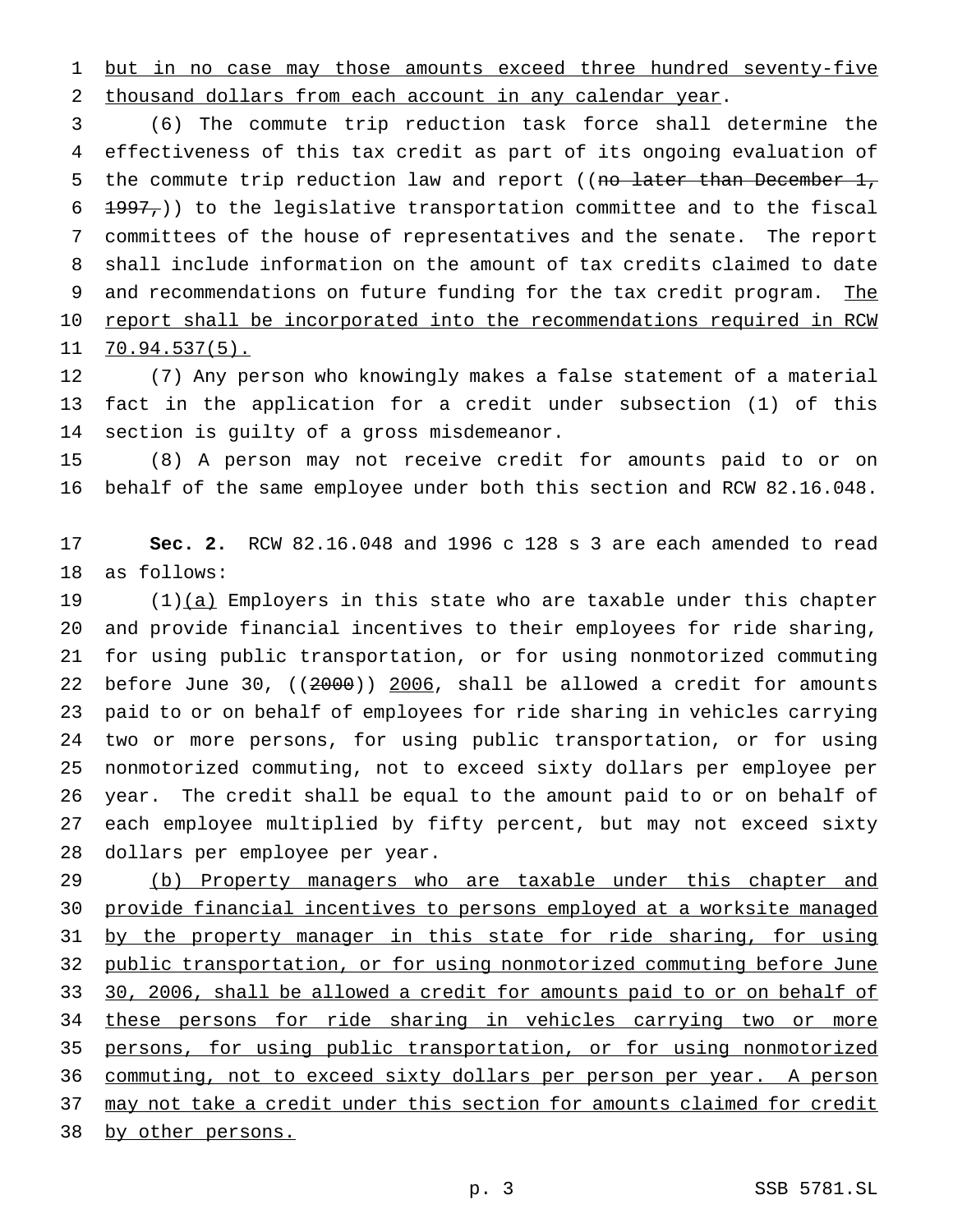but in no case may those amounts exceed three hundred seventy-five thousand dollars from each account in any calendar year.

(6) The commute trip reduction task force shall determine the effectiveness of this tax credit as part of its ongoing evaluation of the commute trip reduction law and report ((~~no later than December 1, 1997,~~)) to the legislative transportation committee and to the fiscal committees of the house of representatives and the senate. The report shall include information on the amount of tax credits claimed to date and recommendations on future funding for the tax credit program. The report shall be incorporated into the recommendations required in RCW 70.94.537(5).

(7) Any person who knowingly makes a false statement of a material fact in the application for a credit under subsection (1) of this section is guilty of a gross misdemeanor.

(8) A person may not receive credit for amounts paid to or on behalf of the same employee under both this section and RCW 82.16.048.

**Sec. 2.** RCW 82.16.048 and 1996 c 128 s 3 are each amended to read as follows:

(1)(a) Employers in this state who are taxable under this chapter and provide financial incentives to their employees for ride sharing, for using public transportation, or for using nonmotorized commuting before June 30, ((~~2000~~)) 2006, shall be allowed a credit for amounts paid to or on behalf of employees for ride sharing in vehicles carrying two or more persons, for using public transportation, or for using nonmotorized commuting, not to exceed sixty dollars per employee per year. The credit shall be equal to the amount paid to or on behalf of each employee multiplied by fifty percent, but may not exceed sixty dollars per employee per year.

(b) Property managers who are taxable under this chapter and provide financial incentives to persons employed at a worksite managed by the property manager in this state for ride sharing, for using public transportation, or for using nonmotorized commuting before June 30, 2006, shall be allowed a credit for amounts paid to or on behalf of these persons for ride sharing in vehicles carrying two or more persons, for using public transportation, or for using nonmotorized commuting, not to exceed sixty dollars per person per year. A person may not take a credit under this section for amounts claimed for credit by other persons.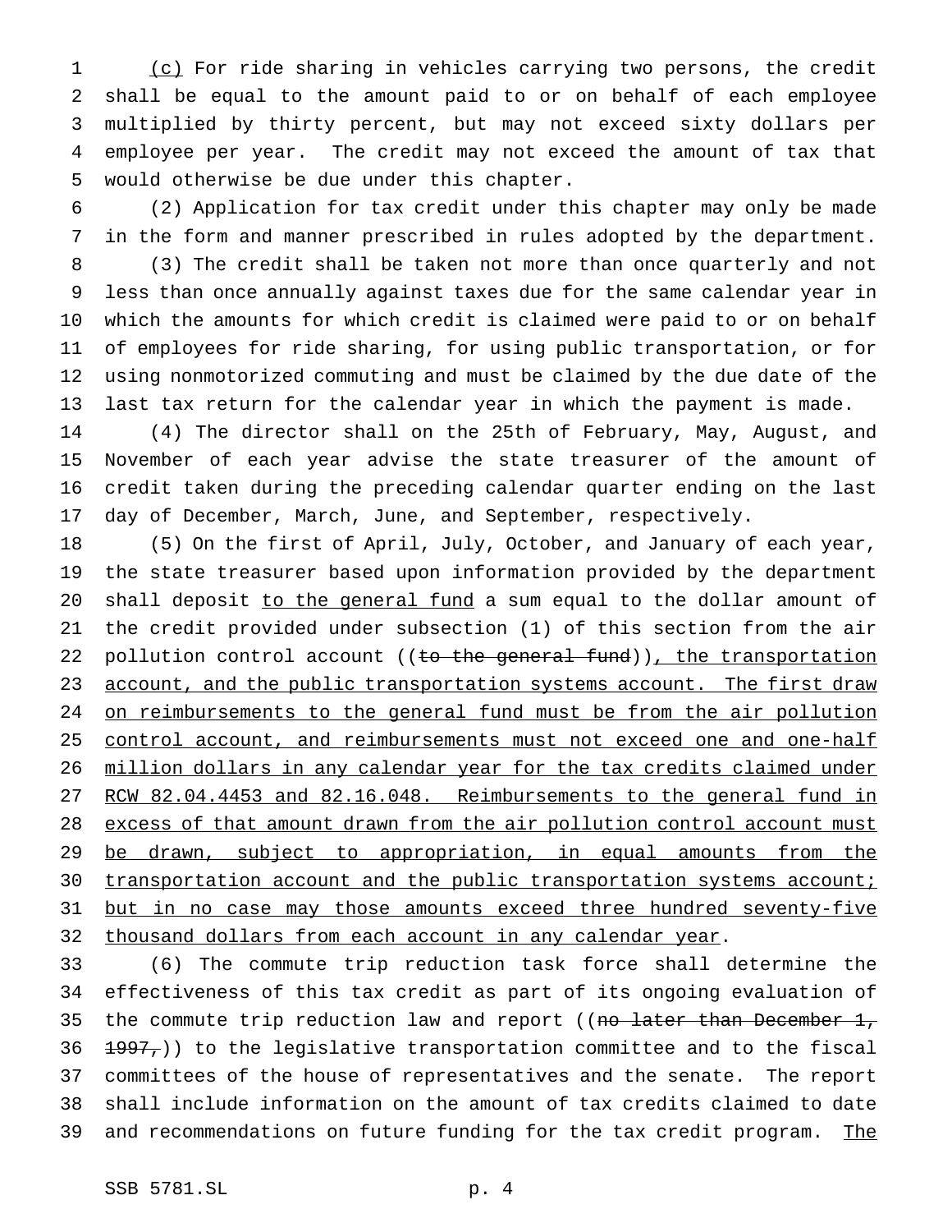(c) For ride sharing in vehicles carrying two persons, the credit shall be equal to the amount paid to or on behalf of each employee multiplied by thirty percent, but may not exceed sixty dollars per employee per year. The credit may not exceed the amount of tax that would otherwise be due under this chapter.

(2) Application for tax credit under this chapter may only be made in the form and manner prescribed in rules adopted by the department.

(3) The credit shall be taken not more than once quarterly and not less than once annually against taxes due for the same calendar year in which the amounts for which credit is claimed were paid to or on behalf of employees for ride sharing, for using public transportation, or for using nonmotorized commuting and must be claimed by the due date of the last tax return for the calendar year in which the payment is made.

(4) The director shall on the 25th of February, May, August, and November of each year advise the state treasurer of the amount of credit taken during the preceding calendar quarter ending on the last day of December, March, June, and September, respectively.

(5) On the first of April, July, October, and January of each year, the state treasurer based upon information provided by the department shall deposit to the general fund a sum equal to the dollar amount of the credit provided under subsection (1) of this section from the air pollution control account ((~~to the general fund~~)), the transportation account, and the public transportation systems account. The first draw on reimbursements to the general fund must be from the air pollution control account, and reimbursements must not exceed one and one-half million dollars in any calendar year for the tax credits claimed under RCW 82.04.4453 and 82.16.048. Reimbursements to the general fund in excess of that amount drawn from the air pollution control account must be drawn, subject to appropriation, in equal amounts from the transportation account and the public transportation systems account; but in no case may those amounts exceed three hundred seventy-five thousand dollars from each account in any calendar year.

(6) The commute trip reduction task force shall determine the effectiveness of this tax credit as part of its ongoing evaluation of the commute trip reduction law and report ((~~no later than December 1, 1997,~~)) to the legislative transportation committee and to the fiscal committees of the house of representatives and the senate. The report shall include information on the amount of tax credits claimed to date and recommendations on future funding for the tax credit program. The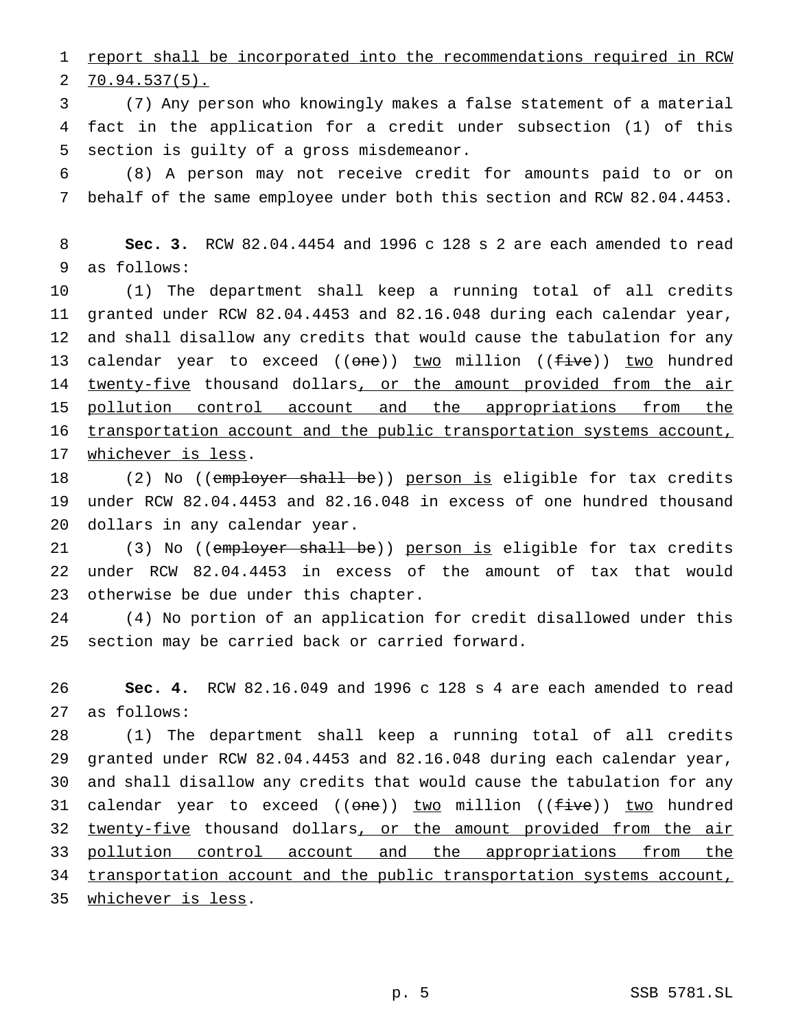report shall be incorporated into the recommendations required in RCW 70.94.537(5).

(7) Any person who knowingly makes a false statement of a material fact in the application for a credit under subsection (1) of this section is guilty of a gross misdemeanor.

(8) A person may not receive credit for amounts paid to or on behalf of the same employee under both this section and RCW 82.04.4453.

**Sec. 3.** RCW 82.04.4454 and 1996 c 128 s 2 are each amended to read as follows:

(1) The department shall keep a running total of all credits granted under RCW 82.04.4453 and 82.16.048 during each calendar year, and shall disallow any credits that would cause the tabulation for any calendar year to exceed ((~~one~~)) two million ((~~five~~)) two hundred twenty-five thousand dollars, or the amount provided from the air pollution control account and the appropriations from the transportation account and the public transportation systems account, whichever is less.

(2) No ((~~employer shall be~~)) person is eligible for tax credits under RCW 82.04.4453 and 82.16.048 in excess of one hundred thousand dollars in any calendar year.

(3) No ((~~employer shall be~~)) person is eligible for tax credits under RCW 82.04.4453 in excess of the amount of tax that would otherwise be due under this chapter.

(4) No portion of an application for credit disallowed under this section may be carried back or carried forward.

**Sec. 4.** RCW 82.16.049 and 1996 c 128 s 4 are each amended to read as follows:

(1) The department shall keep a running total of all credits granted under RCW 82.04.4453 and 82.16.048 during each calendar year, and shall disallow any credits that would cause the tabulation for any calendar year to exceed ((~~one~~)) two million ((~~five~~)) two hundred twenty-five thousand dollars, or the amount provided from the air pollution control account and the appropriations from the transportation account and the public transportation systems account, whichever is less.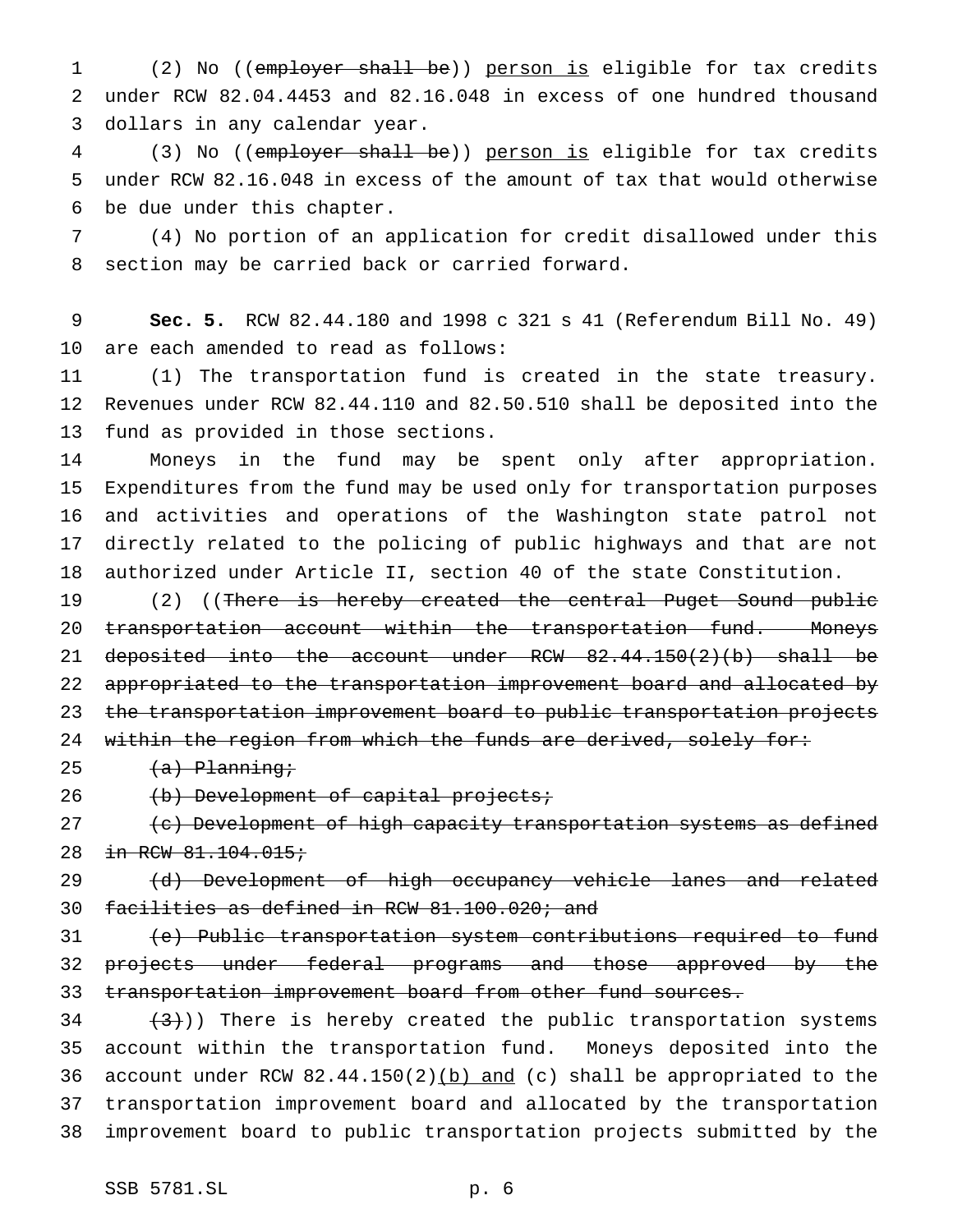(2) No ((~~employer shall be~~)) <u>person is</u> eligible for tax credits under RCW 82.04.4453 and 82.16.048 in excess of one hundred thousand dollars in any calendar year.

(3) No ((~~employer shall be~~)) <u>person is</u> eligible for tax credits under RCW 82.16.048 in excess of the amount of tax that would otherwise be due under this chapter.

(4) No portion of an application for credit disallowed under this section may be carried back or carried forward.

**Sec. 5.** RCW 82.44.180 and 1998 c 321 s 41 (Referendum Bill No. 49) are each amended to read as follows:

(1) The transportation fund is created in the state treasury. Revenues under RCW 82.44.110 and 82.50.510 shall be deposited into the fund as provided in those sections.

Moneys in the fund may be spent only after appropriation. Expenditures from the fund may be used only for transportation purposes and activities and operations of the Washington state patrol not directly related to the policing of public highways and that are not authorized under Article II, section 40 of the state Constitution.

(2) ((~~There is hereby created the central Puget Sound public transportation account within the transportation fund. Moneys deposited into the account under RCW 82.44.150(2)(b) shall be appropriated to the transportation improvement board and allocated by the transportation improvement board to public transportation projects within the region from which the funds are derived, solely for:~~

~~(a) Planning;~~

~~(b) Development of capital projects;~~

~~(c) Development of high capacity transportation systems as defined in RCW 81.104.015;~~

~~(d) Development of high occupancy vehicle lanes and related facilities as defined in RCW 81.100.020; and~~

~~(e) Public transportation system contributions required to fund projects under federal programs and those approved by the transportation improvement board from other fund sources.~~

~~(3)~~)) There is hereby created the public transportation systems account within the transportation fund. Moneys deposited into the account under RCW 82.44.150(2)<u>(b) and</u> (c) shall be appropriated to the transportation improvement board and allocated by the transportation improvement board to public transportation projects submitted by the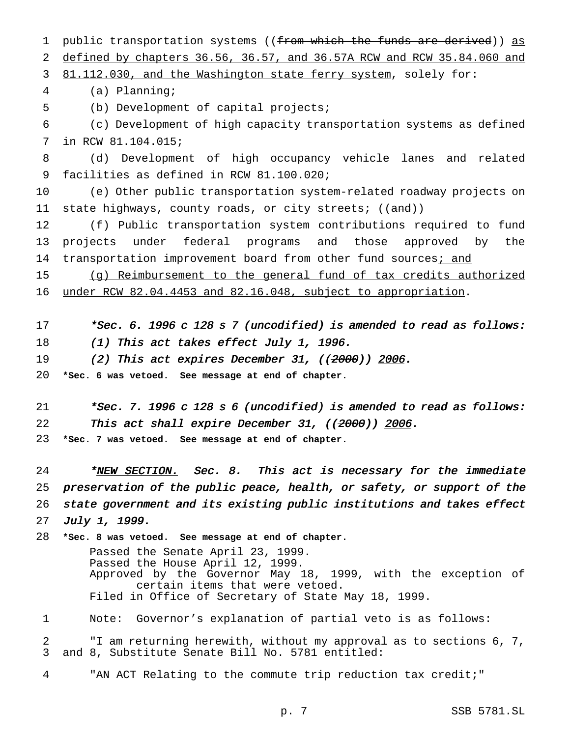public transportation systems ((~~from which the funds are derived~~)) as defined by chapters 36.56, 36.57, and 36.57A RCW and RCW 35.84.060 and 81.112.030, and the Washington state ferry system, solely for:

(a) Planning;

(b) Development of capital projects;

(c) Development of high capacity transportation systems as defined in RCW 81.104.015;

(d) Development of high occupancy vehicle lanes and related facilities as defined in RCW 81.100.020;

(e) Other public transportation system-related roadway projects on state highways, county roads, or city streets; ((~~and~~))

(f) Public transportation system contributions required to fund projects under federal programs and those approved by the transportation improvement board from other fund sources; and

(g) Reimbursement to the general fund of tax credits authorized under RCW 82.04.4453 and 82.16.048, subject to appropriation.

*\*Sec. 6. 1996 c 128 s 7 (uncodified) is amended to read as follows:*

*(1) This act takes effect July 1, 1996.*

*(2) This act expires December 31, ((~~2000~~)) 2006.*

**\*Sec. 6 was vetoed. See message at end of chapter.**

*\*Sec. 7. 1996 c 128 s 6 (uncodified) is amended to read as follows:*

*This act shall expire December 31, ((~~2000~~)) 2006.*

**\*Sec. 7 was vetoed. See message at end of chapter.**

*\*NEW SECTION. Sec. 8. This act is necessary for the immediate preservation of the public peace, health, or safety, or support of the state government and its existing public institutions and takes effect July 1, 1999.*

**\*Sec. 8 was vetoed. See message at end of chapter.**

Passed the Senate April 23, 1999.
Passed the House April 12, 1999.
Approved by the Governor May 18, 1999, with the exception of certain items that were vetoed.
Filed in Office of Secretary of State May 18, 1999.

Note: Governor's explanation of partial veto is as follows:

"I am returning herewith, without my approval as to sections 6, 7, and 8, Substitute Senate Bill No. 5781 entitled:

"AN ACT Relating to the commute trip reduction tax credit;"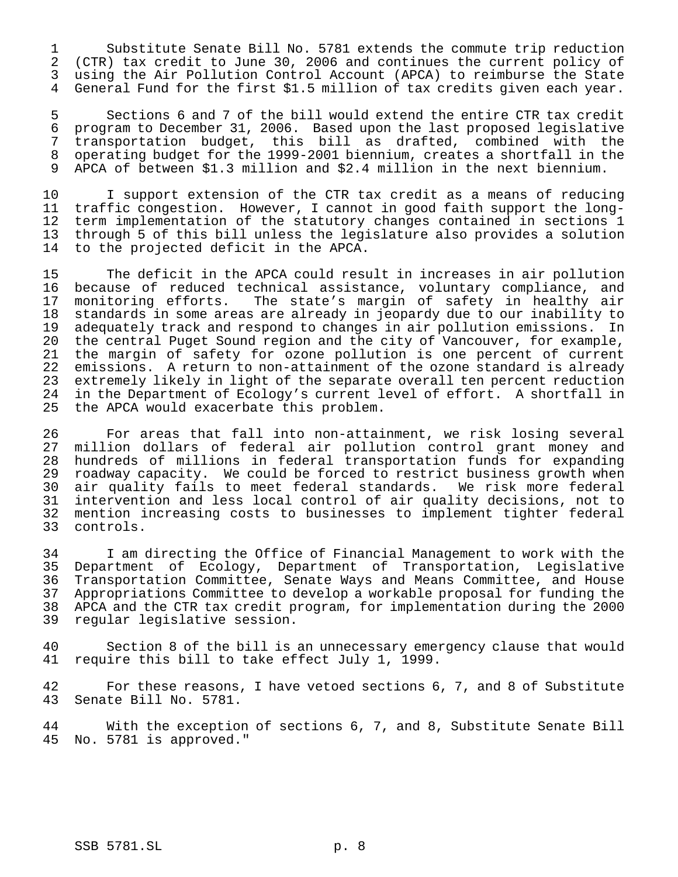Substitute Senate Bill No. 5781 extends the commute trip reduction (CTR) tax credit to June 30, 2006 and continues the current policy of using the Air Pollution Control Account (APCA) to reimburse the State General Fund for the first $1.5 million of tax credits given each year.

Sections 6 and 7 of the bill would extend the entire CTR tax credit program to December 31, 2006. Based upon the last proposed legislative transportation budget, this bill as drafted, combined with the operating budget for the 1999-2001 biennium, creates a shortfall in the APCA of between $1.3 million and $2.4 million in the next biennium.

I support extension of the CTR tax credit as a means of reducing traffic congestion. However, I cannot in good faith support the long-term implementation of the statutory changes contained in sections 1 through 5 of this bill unless the legislature also provides a solution to the projected deficit in the APCA.

The deficit in the APCA could result in increases in air pollution because of reduced technical assistance, voluntary compliance, and monitoring efforts. The state's margin of safety in healthy air standards in some areas are already in jeopardy due to our inability to adequately track and respond to changes in air pollution emissions. In the central Puget Sound region and the city of Vancouver, for example, the margin of safety for ozone pollution is one percent of current emissions. A return to non-attainment of the ozone standard is already extremely likely in light of the separate overall ten percent reduction in the Department of Ecology's current level of effort. A shortfall in the APCA would exacerbate this problem.

For areas that fall into non-attainment, we risk losing several million dollars of federal air pollution control grant money and hundreds of millions in federal transportation funds for expanding roadway capacity. We could be forced to restrict business growth when air quality fails to meet federal standards. We risk more federal intervention and less local control of air quality decisions, not to mention increasing costs to businesses to implement tighter federal controls.

I am directing the Office of Financial Management to work with the Department of Ecology, Department of Transportation, Legislative Transportation Committee, Senate Ways and Means Committee, and House Appropriations Committee to develop a workable proposal for funding the APCA and the CTR tax credit program, for implementation during the 2000 regular legislative session.

Section 8 of the bill is an unnecessary emergency clause that would require this bill to take effect July 1, 1999.

For these reasons, I have vetoed sections 6, 7, and 8 of Substitute Senate Bill No. 5781.

With the exception of sections 6, 7, and 8, Substitute Senate Bill No. 5781 is approved."